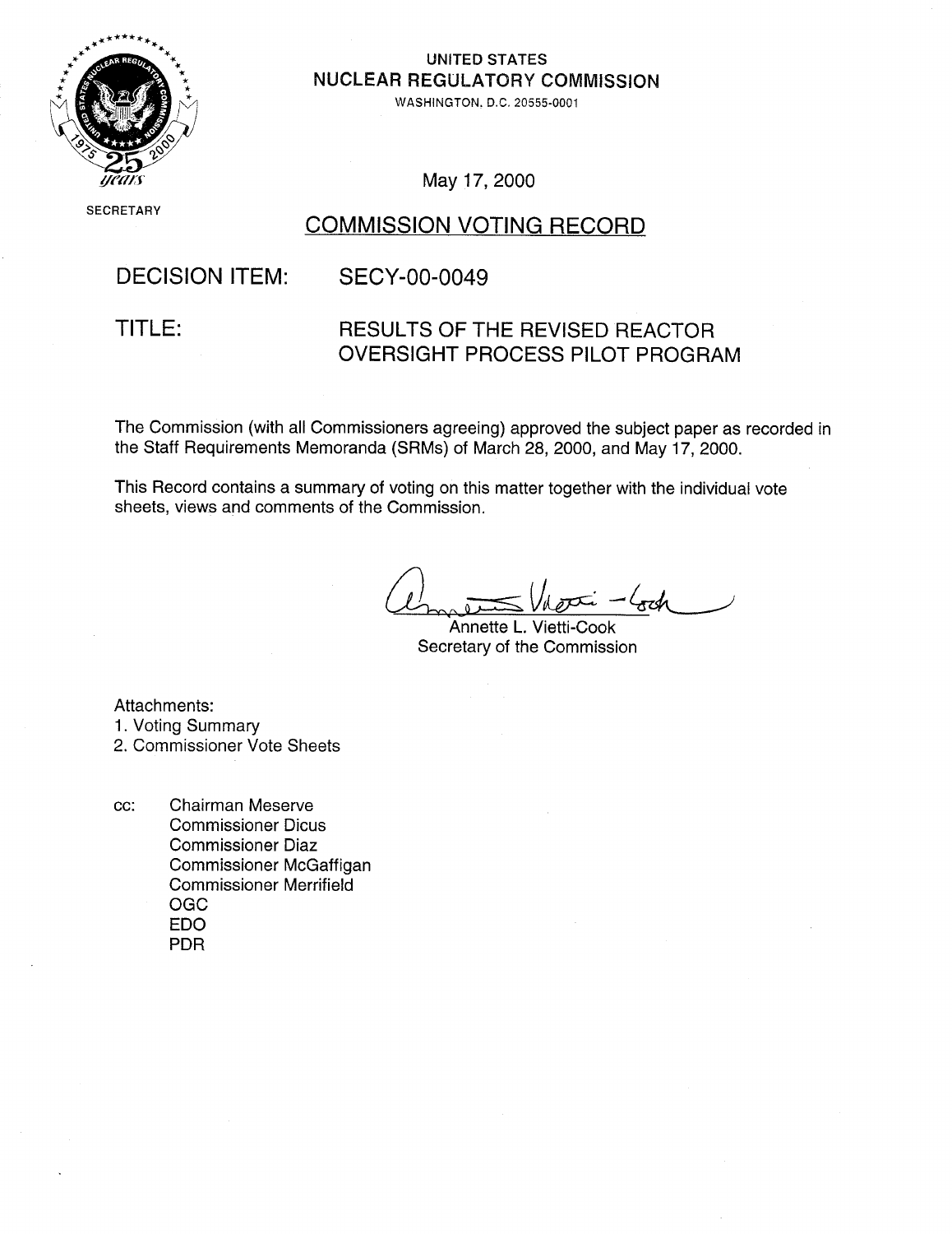UNITED STATES
NUCLEAR REGULATORY COMMISSION
WASHINGTON, D.C. 20555-0001

SECRETARY

May 17, 2000

## COMMISSION VOTING RECORD

**DECISION ITEM:** SECY-00-0049

**TITLE:** RESULTS OF THE REVISED REACTOR OVERSIGHT PROCESS PILOT PROGRAM

The Commission (with all Commissioners agreeing) approved the subject paper as recorded in the Staff Requirements Memoranda (SRMs) of March 28, 2000, and May 17, 2000.

This Record contains a summary of voting on this matter together with the individual vote sheets, views and comments of the Commission.

Annette L. Vietti-Cook
Secretary of the Commission

Attachments:
1. Voting Summary
2. Commissioner Vote Sheets

cc: Chairman Meserve
Commissioner Dicus
Commissioner Diaz
Commissioner McGaffigan
Commissioner Merrifield
OGC
EDO
PDR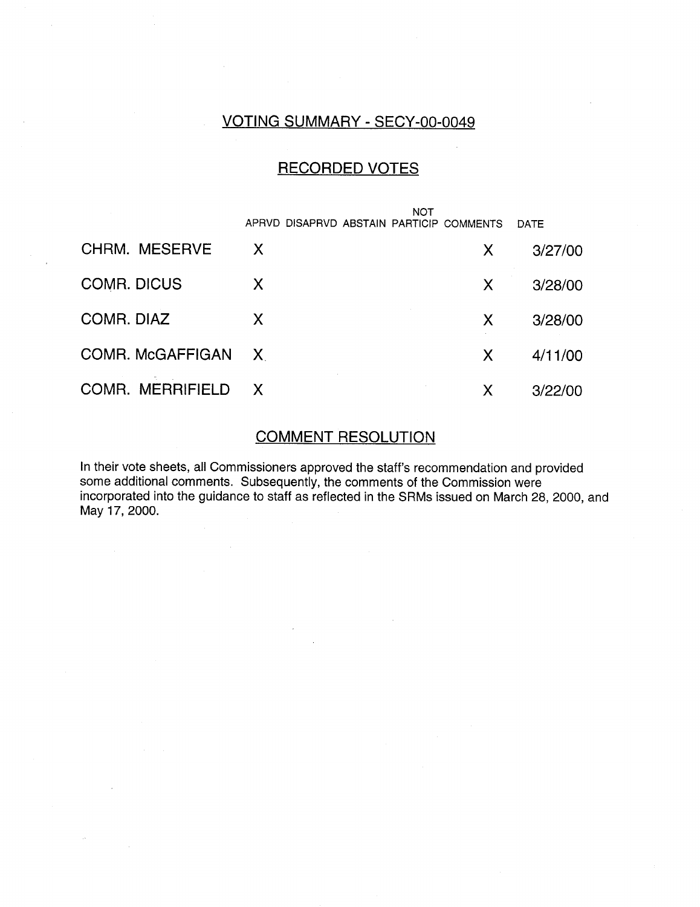## VOTING SUMMARY - SECY-00-0049

## RECORDED VOTES

| | APRVD | DISAPRVD | ABSTAIN | NOT PARTICIP | COMMENTS | DATE |
|---|---|---|---|---|---|---|
| CHRM. MESERVE | X | | | | X | 3/27/00 |
| COMR. DICUS | X | | | | X | 3/28/00 |
| COMR. DIAZ | X | | | | X | 3/28/00 |
| COMR. McGAFFIGAN | X | | | | X | 4/11/00 |
| COMR. MERRIFIELD | X | | | | X | 3/22/00 |

## COMMENT RESOLUTION

In their vote sheets, all Commissioners approved the staff's recommendation and provided some additional comments. Subsequently, the comments of the Commission were incorporated into the guidance to staff as reflected in the SRMs issued on March 28, 2000, and May 17, 2000.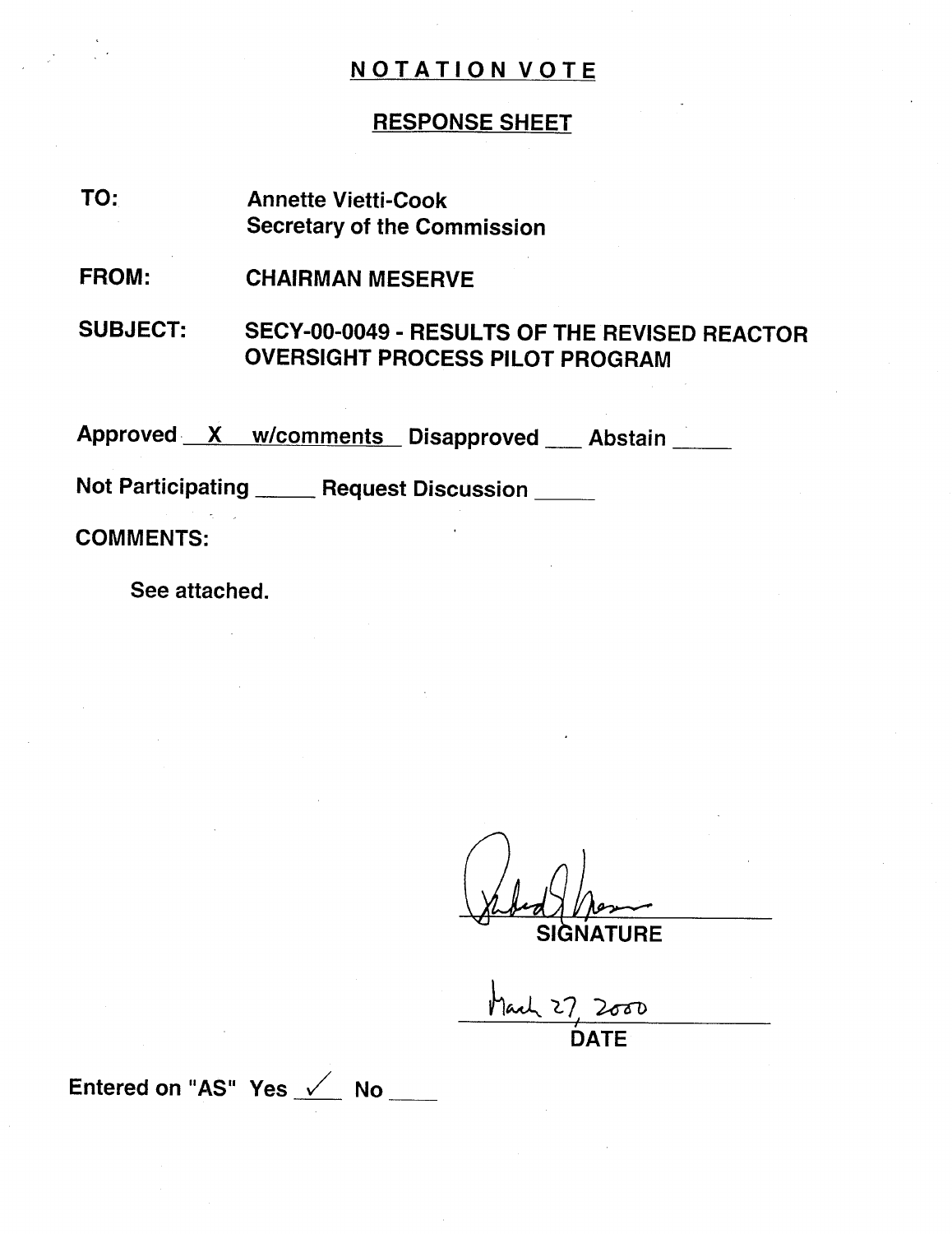# NOTATION VOTE

## RESPONSE SHEET

**TO:** Annette Vietti-Cook
Secretary of the Commission

**FROM:** CHAIRMAN MESERVE

**SUBJECT:** SECY-00-0049 - RESULTS OF THE REVISED REACTOR OVERSIGHT PROCESS PILOT PROGRAM

Approved X w/comments Disapproved ___ Abstain _____

Not Participating _____ Request Discussion _____

**COMMENTS:**

See attached.

SIGNATURE

March 27, 2000

DATE

Entered on "AS" Yes ✓ No ____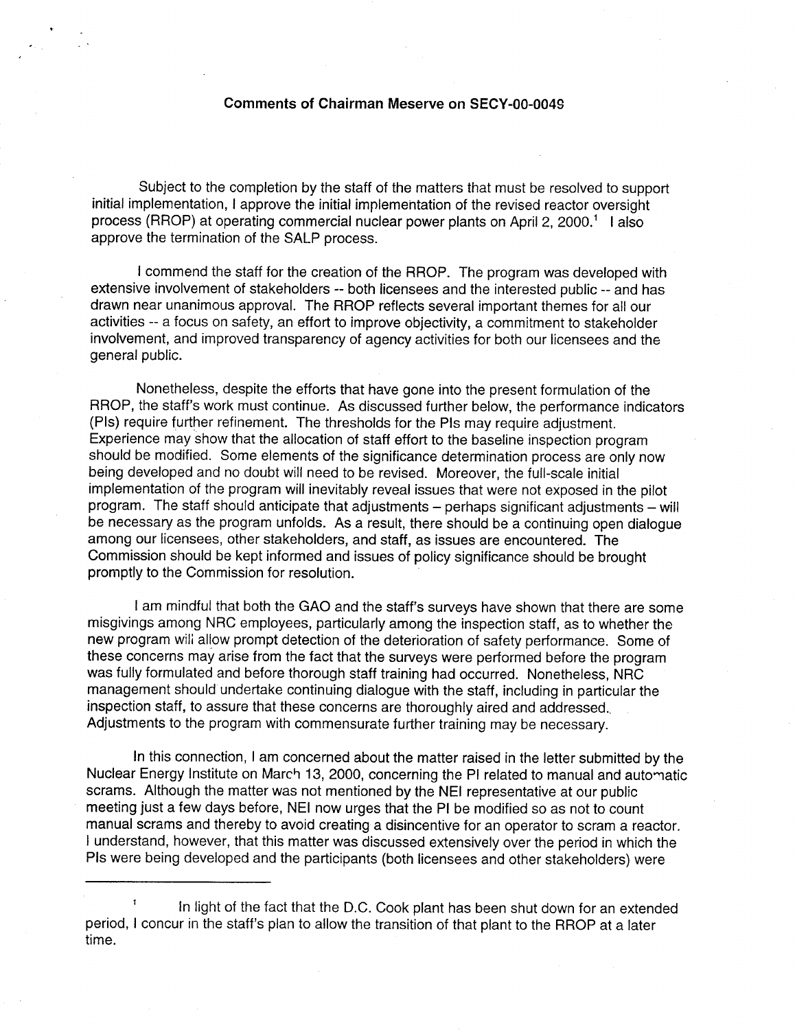**Comments of Chairman Meserve on SECY-00-0049**

Subject to the completion by the staff of the matters that must be resolved to support initial implementation, I approve the initial implementation of the revised reactor oversight process (RROP) at operating commercial nuclear power plants on April 2, 2000.[1] I also approve the termination of the SALP process.

I commend the staff for the creation of the RROP. The program was developed with extensive involvement of stakeholders -- both licensees and the interested public -- and has drawn near unanimous approval. The RROP reflects several important themes for all our activities -- a focus on safety, an effort to improve objectivity, a commitment to stakeholder involvement, and improved transparency of agency activities for both our licensees and the general public.

Nonetheless, despite the efforts that have gone into the present formulation of the RROP, the staff's work must continue. As discussed further below, the performance indicators (PIs) require further refinement. The thresholds for the PIs may require adjustment. Experience may show that the allocation of staff effort to the baseline inspection program should be modified. Some elements of the significance determination process are only now being developed and no doubt will need to be revised. Moreover, the full-scale initial implementation of the program will inevitably reveal issues that were not exposed in the pilot program. The staff should anticipate that adjustments – perhaps significant adjustments – will be necessary as the program unfolds. As a result, there should be a continuing open dialogue among our licensees, other stakeholders, and staff, as issues are encountered. The Commission should be kept informed and issues of policy significance should be brought promptly to the Commission for resolution.

I am mindful that both the GAO and the staff's surveys have shown that there are some misgivings among NRC employees, particularly among the inspection staff, as to whether the new program will allow prompt detection of the deterioration of safety performance. Some of these concerns may arise from the fact that the surveys were performed before the program was fully formulated and before thorough staff training had occurred. Nonetheless, NRC management should undertake continuing dialogue with the staff, including in particular the inspection staff, to assure that these concerns are thoroughly aired and addressed. Adjustments to the program with commensurate further training may be necessary.

In this connection, I am concerned about the matter raised in the letter submitted by the Nuclear Energy Institute on March 13, 2000, concerning the PI related to manual and automatic scrams. Although the matter was not mentioned by the NEI representative at our public meeting just a few days before, NEI now urges that the PI be modified so as not to count manual scrams and thereby to avoid creating a disincentive for an operator to scram a reactor. I understand, however, that this matter was discussed extensively over the period in which the PIs were being developed and the participants (both licensees and other stakeholders) were

[1] In light of the fact that the D.C. Cook plant has been shut down for an extended period, I concur in the staff's plan to allow the transition of that plant to the RROP at a later time.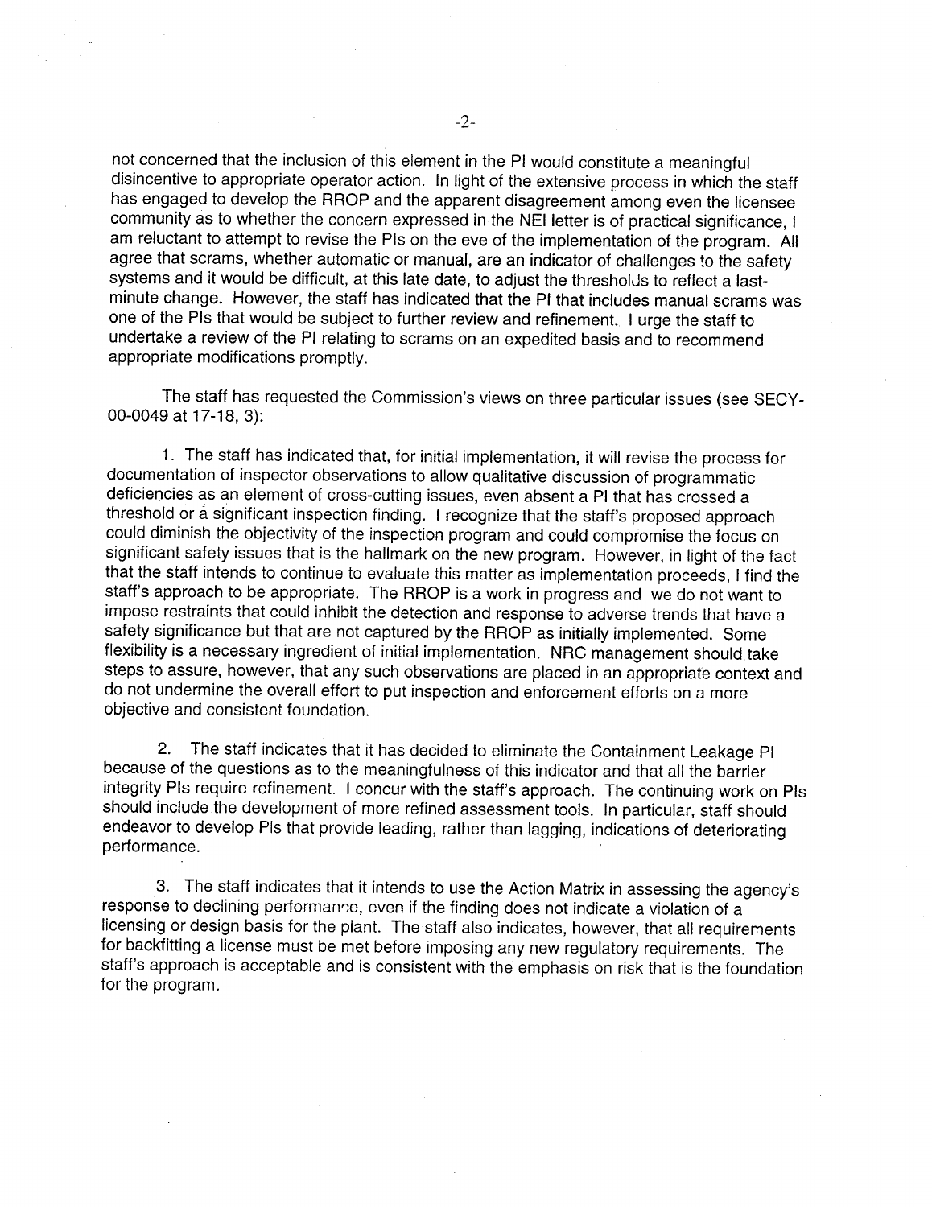not concerned that the inclusion of this element in the PI would constitute a meaningful disincentive to appropriate operator action. In light of the extensive process in which the staff has engaged to develop the RROP and the apparent disagreement among even the licensee community as to whether the concern expressed in the NEI letter is of practical significance, I am reluctant to attempt to revise the PIs on the eve of the implementation of the program. All agree that scrams, whether automatic or manual, are an indicator of challenges to the safety systems and it would be difficult, at this late date, to adjust the thresholds to reflect a last-minute change. However, the staff has indicated that the PI that includes manual scrams was one of the PIs that would be subject to further review and refinement. I urge the staff to undertake a review of the PI relating to scrams on an expedited basis and to recommend appropriate modifications promptly.

The staff has requested the Commission's views on three particular issues (see SECY-00-0049 at 17-18, 3):

1. The staff has indicated that, for initial implementation, it will revise the process for documentation of inspector observations to allow qualitative discussion of programmatic deficiencies as an element of cross-cutting issues, even absent a PI that has crossed a threshold or a significant inspection finding. I recognize that the staff's proposed approach could diminish the objectivity of the inspection program and could compromise the focus on significant safety issues that is the hallmark on the new program. However, in light of the fact that the staff intends to continue to evaluate this matter as implementation proceeds, I find the staff's approach to be appropriate. The RROP is a work in progress and we do not want to impose restraints that could inhibit the detection and response to adverse trends that have a safety significance but that are not captured by the RROP as initially implemented. Some flexibility is a necessary ingredient of initial implementation. NRC management should take steps to assure, however, that any such observations are placed in an appropriate context and do not undermine the overall effort to put inspection and enforcement efforts on a more objective and consistent foundation.

2. The staff indicates that it has decided to eliminate the Containment Leakage PI because of the questions as to the meaningfulness of this indicator and that all the barrier integrity PIs require refinement. I concur with the staff's approach. The continuing work on PIs should include the development of more refined assessment tools. In particular, staff should endeavor to develop PIs that provide leading, rather than lagging, indications of deteriorating performance.

3. The staff indicates that it intends to use the Action Matrix in assessing the agency's response to declining performance, even if the finding does not indicate a violation of a licensing or design basis for the plant. The staff also indicates, however, that all requirements for backfitting a license must be met before imposing any new regulatory requirements. The staff's approach is acceptable and is consistent with the emphasis on risk that is the foundation for the program.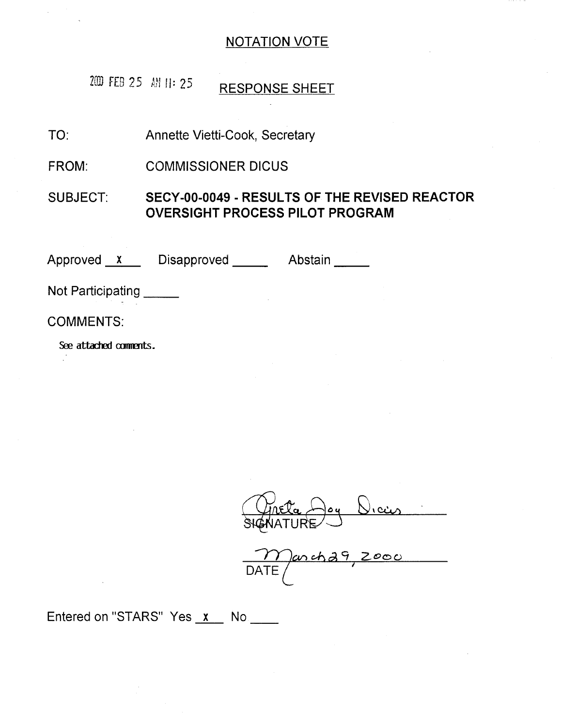## NOTATION VOTE

2000 FEB 25 AM 11: 25

## RESPONSE SHEET

TO: Annette Vietti-Cook, Secretary

FROM: COMMISSIONER DICUS

SUBJECT: **SECY-00-0049 - RESULTS OF THE REVISED REACTOR OVERSIGHT PROCESS PILOT PROGRAM**

Approved \_x\_ Disapproved \_\_\_\_ Abstain \_\_\_\_

Not Participating \_\_\_\_

COMMENTS:

See attached comments.

Greta Joy Dicus
SIGNATURE

March 29, 2000
DATE

Entered on "STARS" Yes \_x\_ No \_\_\_\_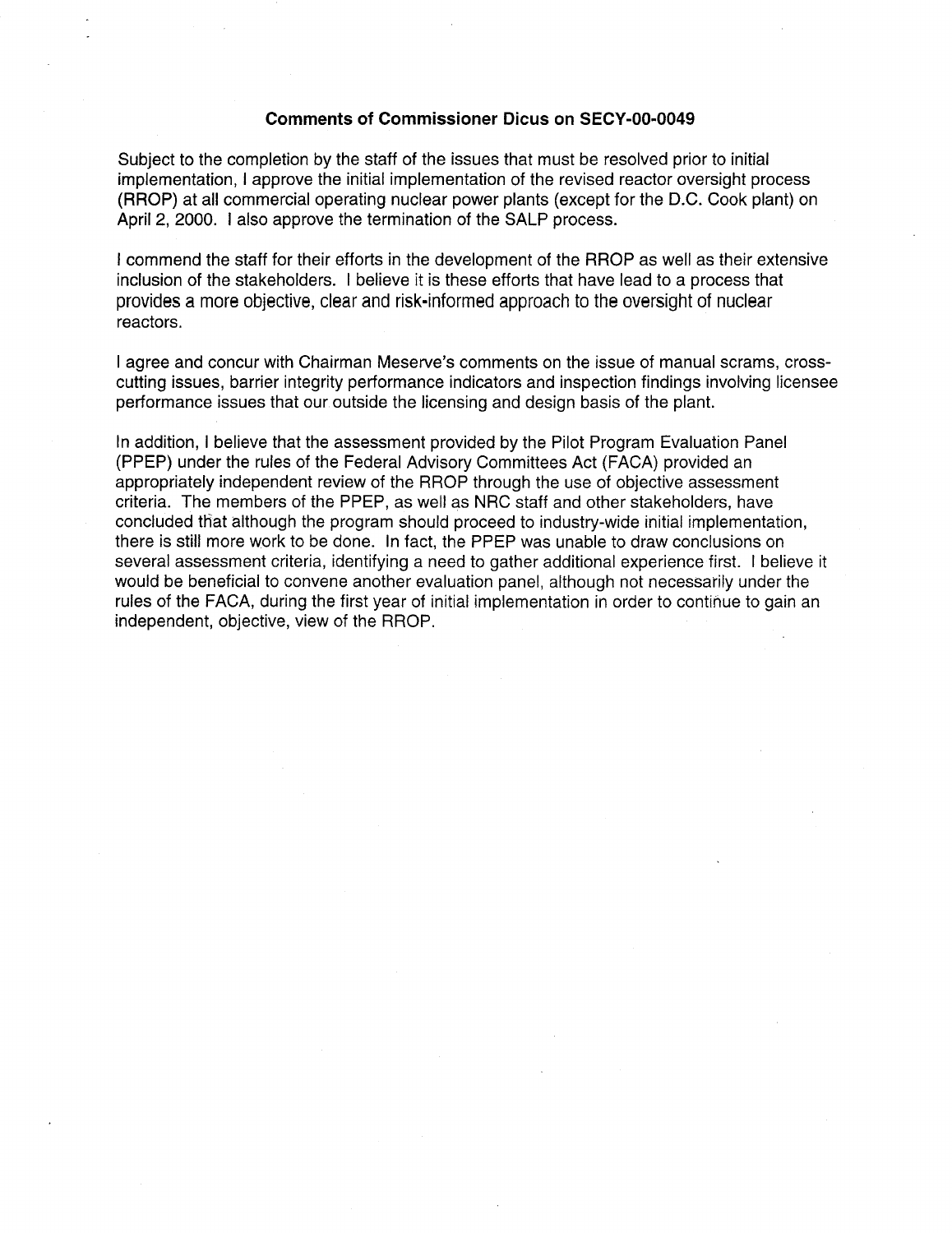**Comments of Commissioner Dicus on SECY-00-0049**

Subject to the completion by the staff of the issues that must be resolved prior to initial implementation, I approve the initial implementation of the revised reactor oversight process (RROP) at all commercial operating nuclear power plants (except for the D.C. Cook plant) on April 2, 2000. I also approve the termination of the SALP process.

I commend the staff for their efforts in the development of the RROP as well as their extensive inclusion of the stakeholders. I believe it is these efforts that have lead to a process that provides a more objective, clear and risk-informed approach to the oversight of nuclear reactors.

I agree and concur with Chairman Meserve's comments on the issue of manual scrams, cross-cutting issues, barrier integrity performance indicators and inspection findings involving licensee performance issues that our outside the licensing and design basis of the plant.

In addition, I believe that the assessment provided by the Pilot Program Evaluation Panel (PPEP) under the rules of the Federal Advisory Committees Act (FACA) provided an appropriately independent review of the RROP through the use of objective assessment criteria. The members of the PPEP, as well as NRC staff and other stakeholders, have concluded that although the program should proceed to industry-wide initial implementation, there is still more work to be done. In fact, the PPEP was unable to draw conclusions on several assessment criteria, identifying a need to gather additional experience first. I believe it would be beneficial to convene another evaluation panel, although not necessarily under the rules of the FACA, during the first year of initial implementation in order to continue to gain an independent, objective, view of the RROP.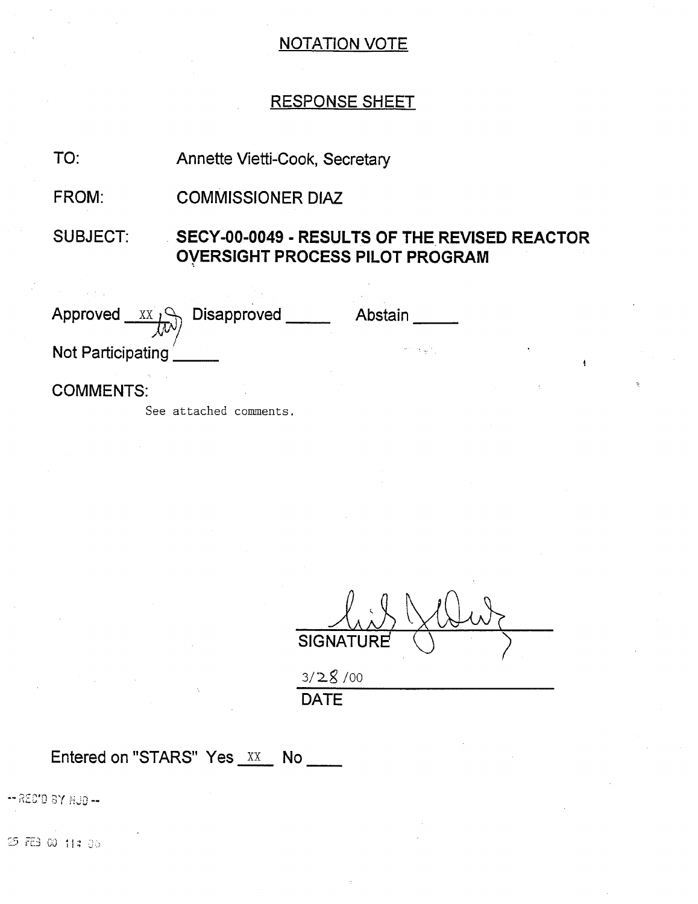## NOTATION VOTE

## RESPONSE SHEET

TO: Annette Vietti-Cook, Secretary

FROM: COMMISSIONER DIAZ

SUBJECT: **SECY-00-0049 - RESULTS OF THE REVISED REACTOR OVERSIGHT PROCESS PILOT PROGRAM**

Approved xx Disapproved _____ Abstain _____

Not Participating _____

COMMENTS:

See attached comments.

SIGNATURE

3/28/00

DATE

Entered on "STARS" Yes xx No ____

-- REC'D BY HJD --

25 FEB 00 11:35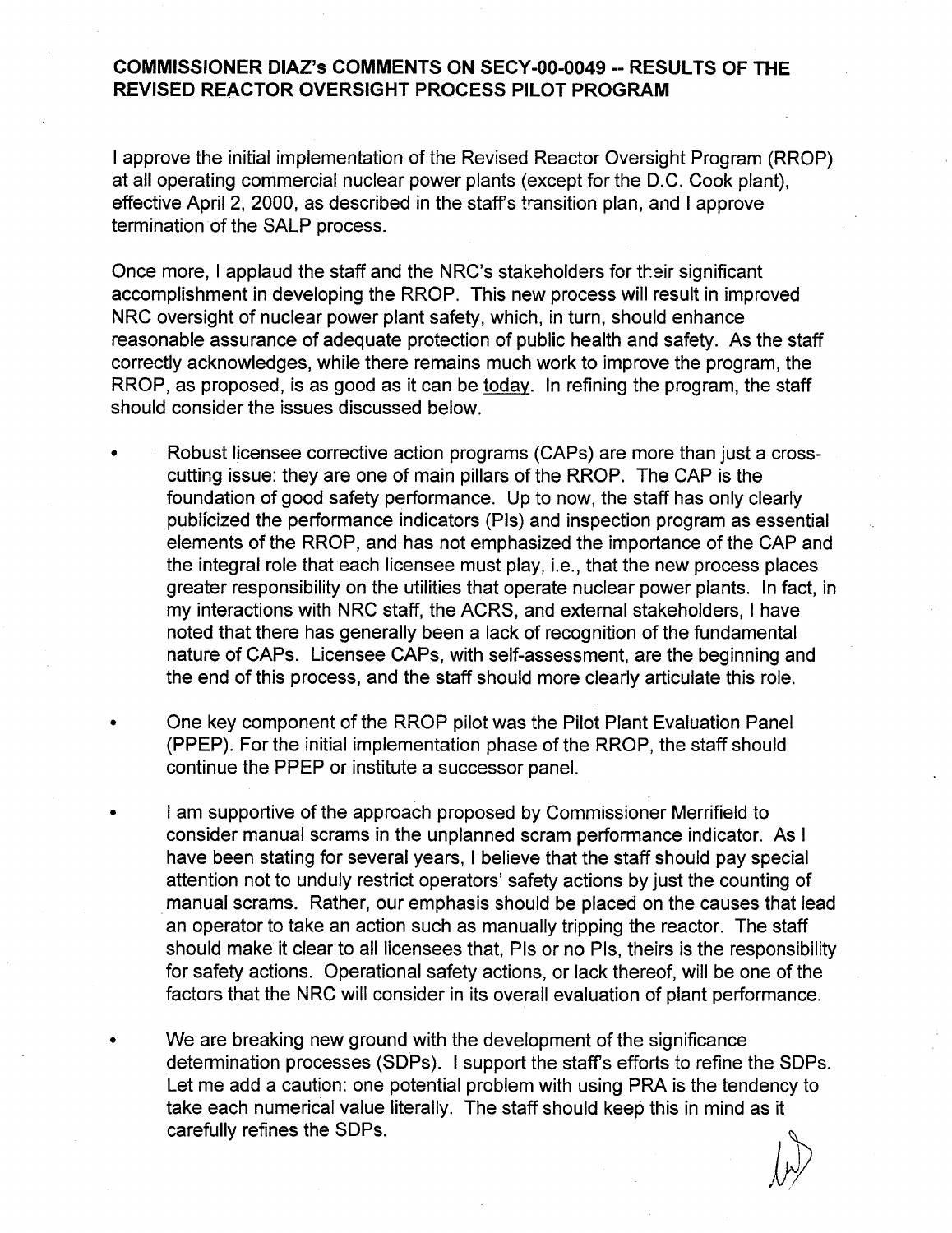**COMMISSIONER DIAZ's COMMENTS ON SECY-00-0049 -- RESULTS OF THE REVISED REACTOR OVERSIGHT PROCESS PILOT PROGRAM**

I approve the initial implementation of the Revised Reactor Oversight Program (RROP) at all operating commercial nuclear power plants (except for the D.C. Cook plant), effective April 2, 2000, as described in the staff's transition plan, and I approve termination of the SALP process.

Once more, I applaud the staff and the NRC's stakeholders for their significant accomplishment in developing the RROP. This new process will result in improved NRC oversight of nuclear power plant safety, which, in turn, should enhance reasonable assurance of adequate protection of public health and safety. As the staff correctly acknowledges, while there remains much work to improve the program, the RROP, as proposed, is as good as it can be today. In refining the program, the staff should consider the issues discussed below.

- Robust licensee corrective action programs (CAPs) are more than just a cross-cutting issue: they are one of main pillars of the RROP. The CAP is the foundation of good safety performance. Up to now, the staff has only clearly publicized the performance indicators (PIs) and inspection program as essential elements of the RROP, and has not emphasized the importance of the CAP and the integral role that each licensee must play, i.e., that the new process places greater responsibility on the utilities that operate nuclear power plants. In fact, in my interactions with NRC staff, the ACRS, and external stakeholders, I have noted that there has generally been a lack of recognition of the fundamental nature of CAPs. Licensee CAPs, with self-assessment, are the beginning and the end of this process, and the staff should more clearly articulate this role.

- One key component of the RROP pilot was the Pilot Plant Evaluation Panel (PPEP). For the initial implementation phase of the RROP, the staff should continue the PPEP or institute a successor panel.

- I am supportive of the approach proposed by Commissioner Merrifield to consider manual scrams in the unplanned scram performance indicator. As I have been stating for several years, I believe that the staff should pay special attention not to unduly restrict operators' safety actions by just the counting of manual scrams. Rather, our emphasis should be placed on the causes that lead an operator to take an action such as manually tripping the reactor. The staff should make it clear to all licensees that, PIs or no PIs, theirs is the responsibility for safety actions. Operational safety actions, or lack thereof, will be one of the factors that the NRC will consider in its overall evaluation of plant performance.

- We are breaking new ground with the development of the significance determination processes (SDPs). I support the staff's efforts to refine the SDPs. Let me add a caution: one potential problem with using PRA is the tendency to take each numerical value literally. The staff should keep this in mind as it carefully refines the SDPs.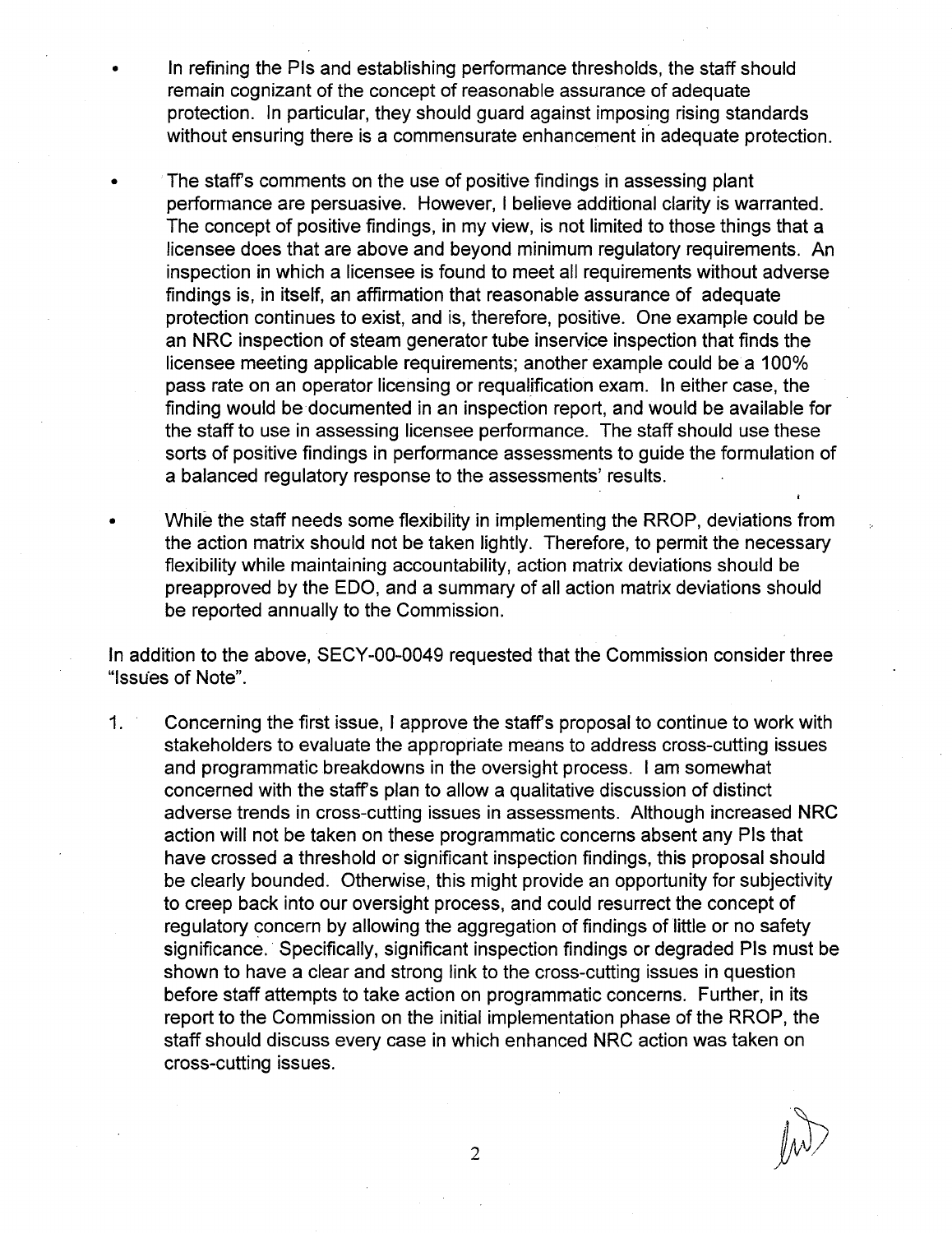- In refining the PIs and establishing performance thresholds, the staff should remain cognizant of the concept of reasonable assurance of adequate protection. In particular, they should guard against imposing rising standards without ensuring there is a commensurate enhancement in adequate protection.

- The staff's comments on the use of positive findings in assessing plant performance are persuasive. However, I believe additional clarity is warranted. The concept of positive findings, in my view, is not limited to those things that a licensee does that are above and beyond minimum regulatory requirements. An inspection in which a licensee is found to meet all requirements without adverse findings is, in itself, an affirmation that reasonable assurance of adequate protection continues to exist, and is, therefore, positive. One example could be an NRC inspection of steam generator tube inservice inspection that finds the licensee meeting applicable requirements; another example could be a 100% pass rate on an operator licensing or requalification exam. In either case, the finding would be documented in an inspection report, and would be available for the staff to use in assessing licensee performance. The staff should use these sorts of positive findings in performance assessments to guide the formulation of a balanced regulatory response to the assessments' results.

- While the staff needs some flexibility in implementing the RROP, deviations from the action matrix should not be taken lightly. Therefore, to permit the necessary flexibility while maintaining accountability, action matrix deviations should be preapproved by the EDO, and a summary of all action matrix deviations should be reported annually to the Commission.

In addition to the above, SECY-00-0049 requested that the Commission consider three "Issues of Note".

1. Concerning the first issue, I approve the staff's proposal to continue to work with stakeholders to evaluate the appropriate means to address cross-cutting issues and programmatic breakdowns in the oversight process. I am somewhat concerned with the staff's plan to allow a qualitative discussion of distinct adverse trends in cross-cutting issues in assessments. Although increased NRC action will not be taken on these programmatic concerns absent any PIs that have crossed a threshold or significant inspection findings, this proposal should be clearly bounded. Otherwise, this might provide an opportunity for subjectivity to creep back into our oversight process, and could resurrect the concept of regulatory concern by allowing the aggregation of findings of little or no safety significance. Specifically, significant inspection findings or degraded PIs must be shown to have a clear and strong link to the cross-cutting issues in question before staff attempts to take action on programmatic concerns. Further, in its report to the Commission on the initial implementation phase of the RROP, the staff should discuss every case in which enhanced NRC action was taken on cross-cutting issues.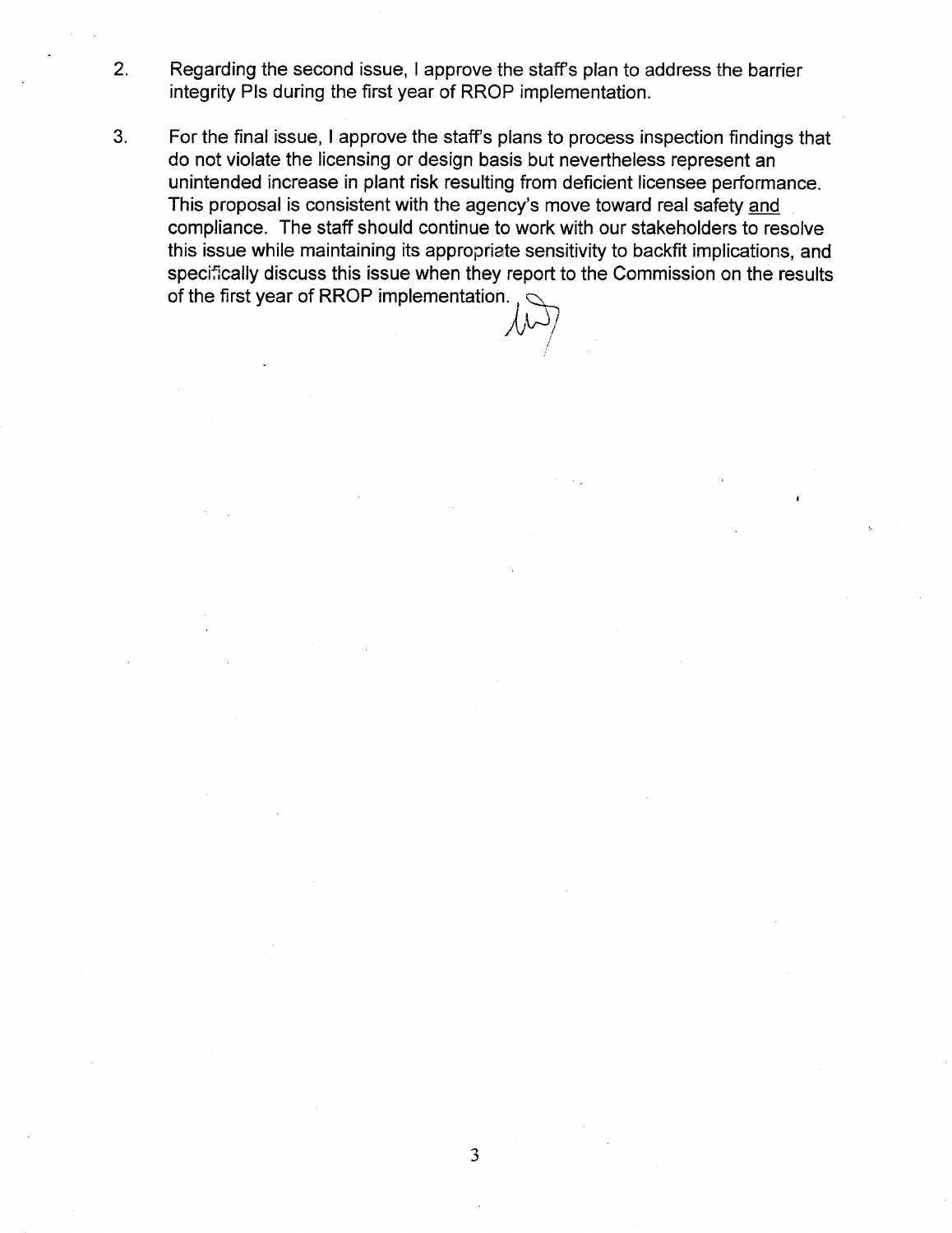2. Regarding the second issue, I approve the staff's plan to address the barrier integrity PIs during the first year of RROP implementation.

3. For the final issue, I approve the staff's plans to process inspection findings that do not violate the licensing or design basis but nevertheless represent an unintended increase in plant risk resulting from deficient licensee performance. This proposal is consistent with the agency's move toward real safety <u>and</u> compliance. The staff should continue to work with our stakeholders to resolve this issue while maintaining its appropriate sensitivity to backfit implications, and specifically discuss this issue when they report to the Commission on the results of the first year of RROP implementation.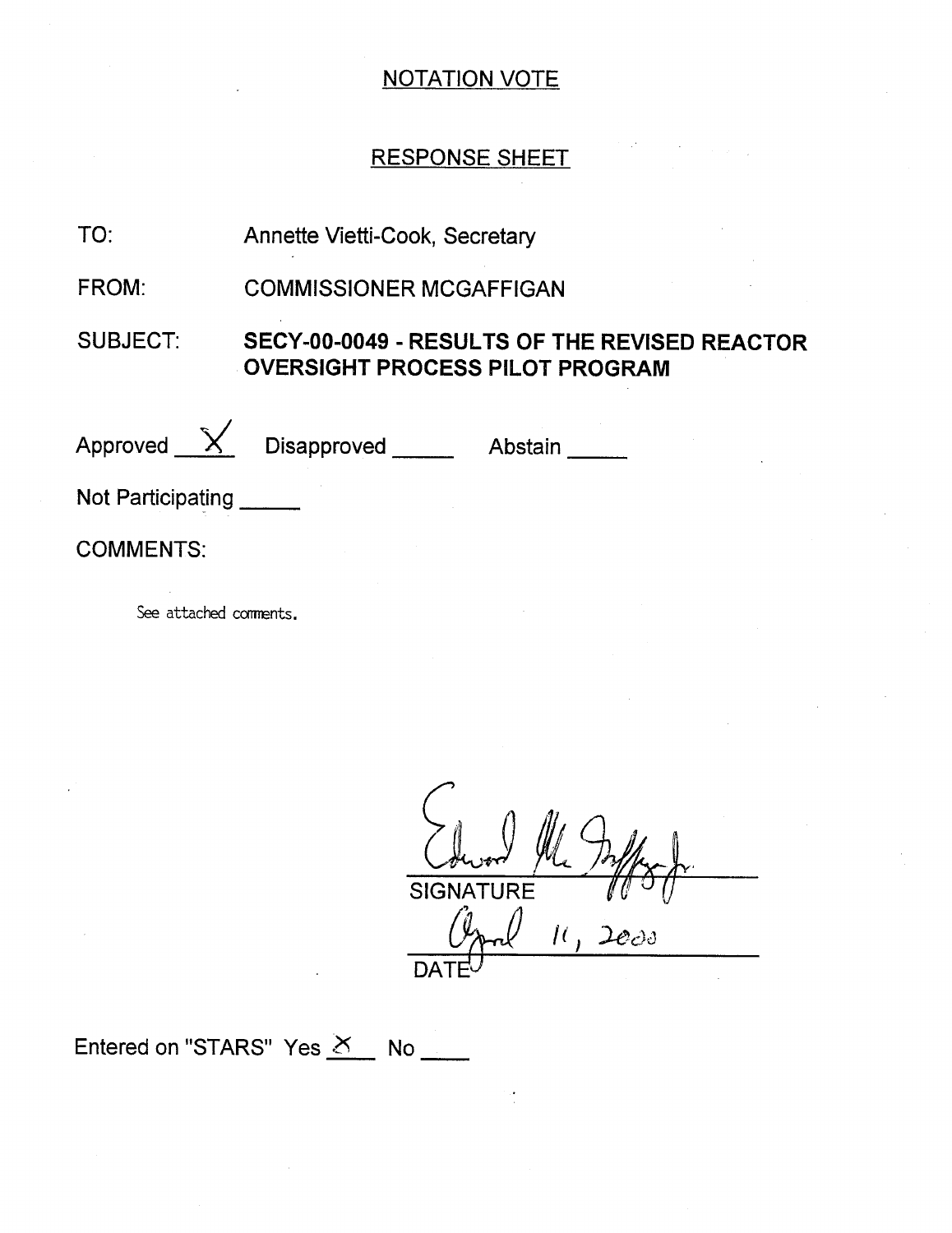## NOTATION VOTE

## RESPONSE SHEET

TO: Annette Vietti-Cook, Secretary

FROM: COMMISSIONER MCGAFFIGAN

SUBJECT: **SECY-00-0049 - RESULTS OF THE REVISED REACTOR OVERSIGHT PROCESS PILOT PROGRAM**

Approved X Disapproved _____ Abstain _____

Not Participating _____

COMMENTS:

See attached comments.

Edward McGaffigan Jr.
SIGNATURE

April 11, 2000
DATE

Entered on "STARS" Yes X No ____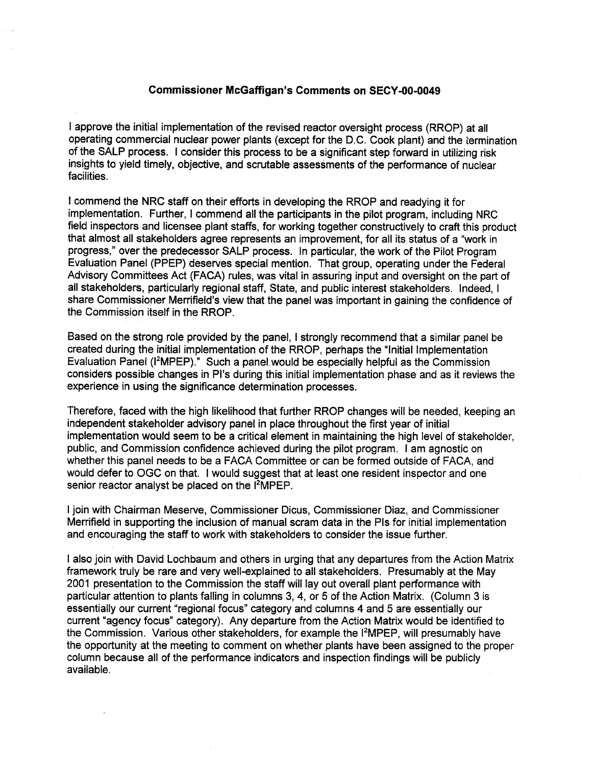**Commissioner McGaffigan's Comments on SECY-00-0049**

I approve the initial implementation of the revised reactor oversight process (RROP) at all operating commercial nuclear power plants (except for the D.C. Cook plant) and the termination of the SALP process. I consider this process to be a significant step forward in utilizing risk insights to yield timely, objective, and scrutable assessments of the performance of nuclear facilities.

I commend the NRC staff on their efforts in developing the RROP and readying it for implementation. Further, I commend all the participants in the pilot program, including NRC field inspectors and licensee plant staffs, for working together constructively to craft this product that almost all stakeholders agree represents an improvement, for all its status of a "work in progress," over the predecessor SALP process. In particular, the work of the Pilot Program Evaluation Panel (PPEP) deserves special mention. That group, operating under the Federal Advisory Committees Act (FACA) rules, was vital in assuring input and oversight on the part of all stakeholders, particularly regional staff, State, and public interest stakeholders. Indeed, I share Commissioner Merrifield's view that the panel was important in gaining the confidence of the Commission itself in the RROP.

Based on the strong role provided by the panel, I strongly recommend that a similar panel be created during the initial implementation of the RROP, perhaps the "Initial Implementation Evaluation Panel (I$^2$MPEP)." Such a panel would be especially helpful as the Commission considers possible changes in PI's during this initial implementation phase and as it reviews the experience in using the significance determination processes.

Therefore, faced with the high likelihood that further RROP changes will be needed, keeping an independent stakeholder advisory panel in place throughout the first year of initial implementation would seem to be a critical element in maintaining the high level of stakeholder, public, and Commission confidence achieved during the pilot program. I am agnostic on whether this panel needs to be a FACA Committee or can be formed outside of FACA, and would defer to OGC on that. I would suggest that at least one resident inspector and one senior reactor analyst be placed on the I$^2$MPEP.

I join with Chairman Meserve, Commissioner Dicus, Commissioner Diaz, and Commissioner Merrifield in supporting the inclusion of manual scram data in the PIs for initial implementation and encouraging the staff to work with stakeholders to consider the issue further.

I also join with David Lochbaum and others in urging that any departures from the Action Matrix framework truly be rare and very well-explained to all stakeholders. Presumably at the May 2001 presentation to the Commission the staff will lay out overall plant performance with particular attention to plants falling in columns 3, 4, or 5 of the Action Matrix. (Column 3 is essentially our current "regional focus" category and columns 4 and 5 are essentially our current "agency focus" category). Any departure from the Action Matrix would be identified to the Commission. Various other stakeholders, for example the I$^2$MPEP, will presumably have the opportunity at the meeting to comment on whether plants have been assigned to the proper column because all of the performance indicators and inspection findings will be publicly available.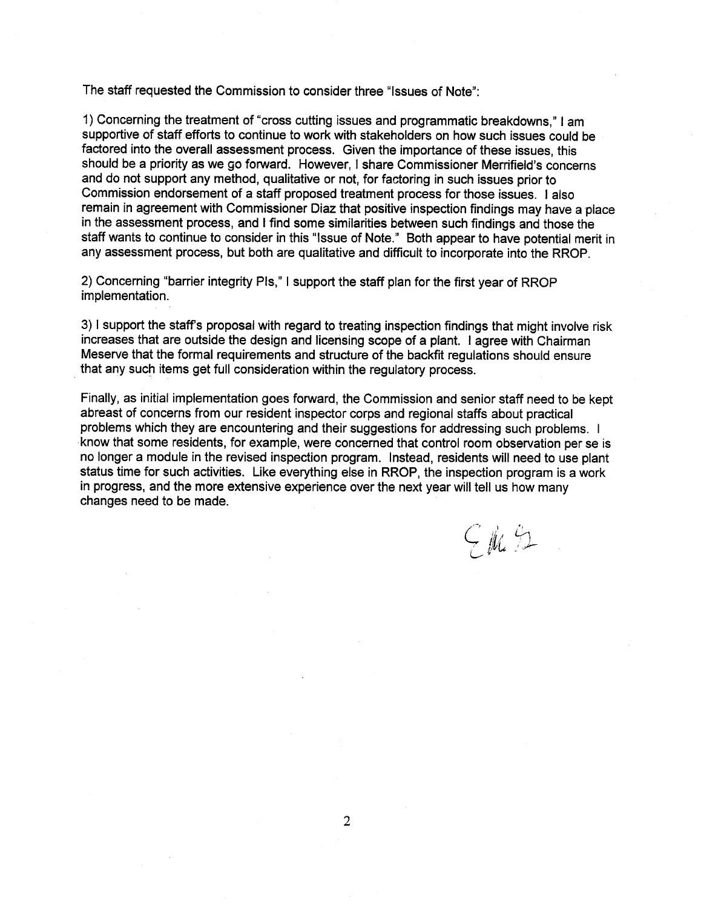The staff requested the Commission to consider three "Issues of Note":

1) Concerning the treatment of "cross cutting issues and programmatic breakdowns," I am supportive of staff efforts to continue to work with stakeholders on how such issues could be factored into the overall assessment process. Given the importance of these issues, this should be a priority as we go forward. However, I share Commissioner Merrifield's concerns and do not support any method, qualitative or not, for factoring in such issues prior to Commission endorsement of a staff proposed treatment process for those issues. I also remain in agreement with Commissioner Diaz that positive inspection findings may have a place in the assessment process, and I find some similarities between such findings and those the staff wants to continue to consider in this "Issue of Note." Both appear to have potential merit in any assessment process, but both are qualitative and difficult to incorporate into the RROP.

2) Concerning "barrier integrity PIs," I support the staff plan for the first year of RROP implementation.

3) I support the staff's proposal with regard to treating inspection findings that might involve risk increases that are outside the design and licensing scope of a plant. I agree with Chairman Meserve that the formal requirements and structure of the backfit regulations should ensure that any such items get full consideration within the regulatory process.

Finally, as initial implementation goes forward, the Commission and senior staff need to be kept abreast of concerns from our resident inspector corps and regional staffs about practical problems which they are encountering and their suggestions for addressing such problems. I know that some residents, for example, were concerned that control room observation per se is no longer a module in the revised inspection program. Instead, residents will need to use plant status time for such activities. Like everything else in RROP, the inspection program is a work in progress, and the more extensive experience over the next year will tell us how many changes need to be made.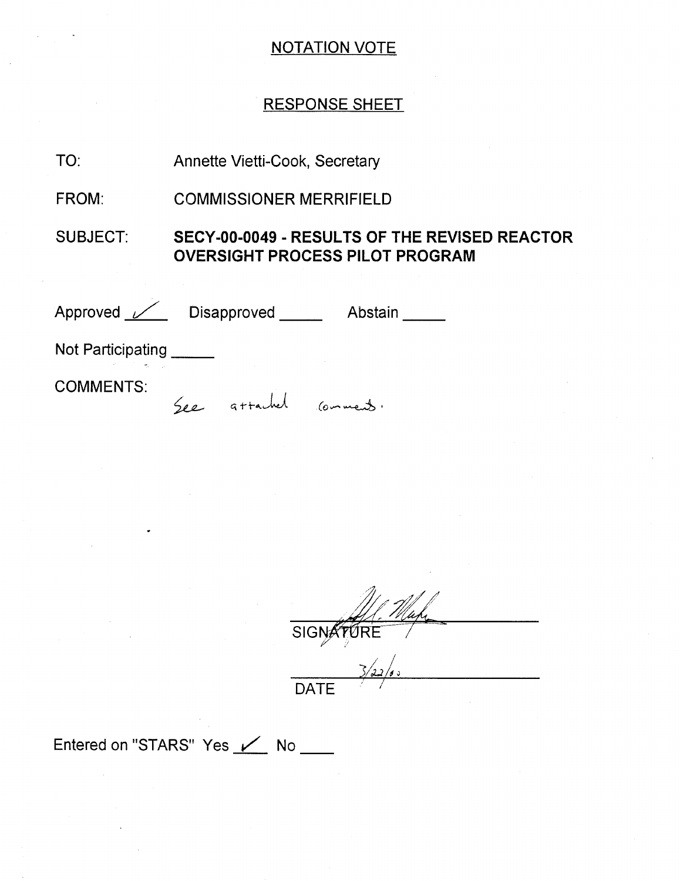NOTATION VOTE

RESPONSE SHEET

TO: Annette Vietti-Cook, Secretary

FROM: COMMISSIONER MERRIFIELD

SUBJECT: **SECY-00-0049 - RESULTS OF THE REVISED REACTOR OVERSIGHT PROCESS PILOT PROGRAM**

Approved ✓ Disapproved _____ Abstain _____

Not Participating _____

COMMENTS:

See attached comments.

SIGNATURE

3/22/00

DATE

Entered on "STARS" Yes ✓ No ____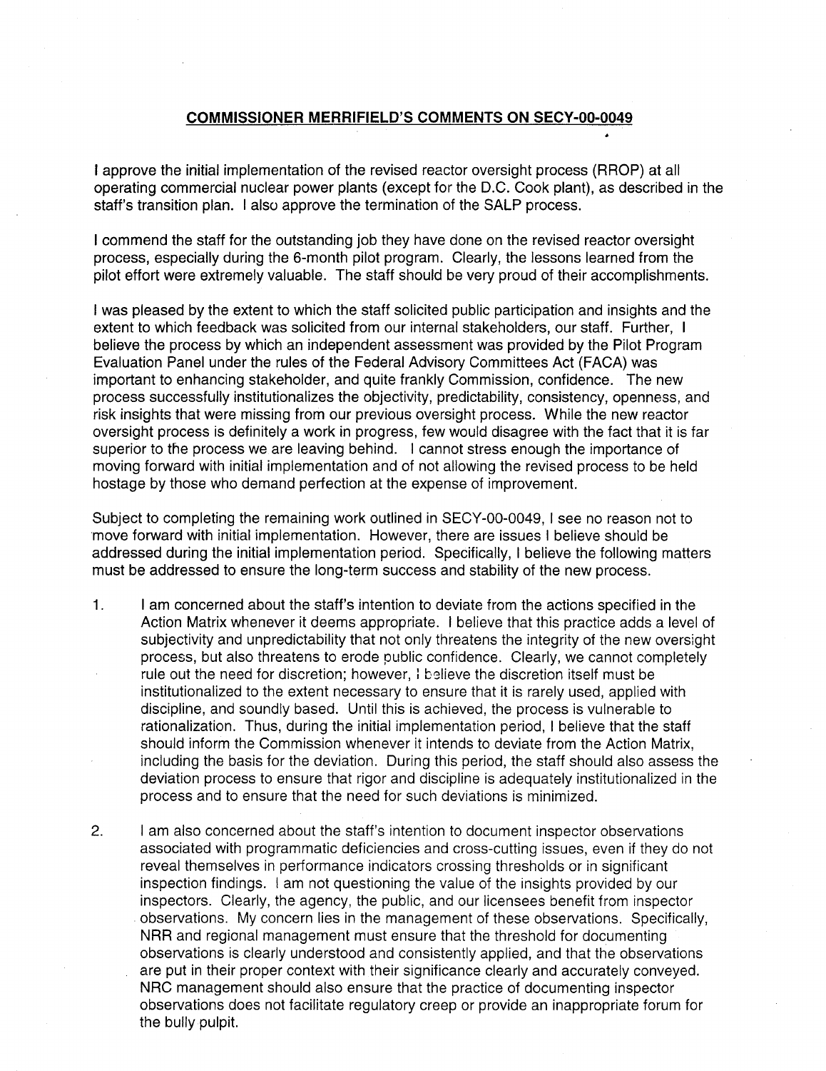# COMMISSIONER MERRIFIELD'S COMMENTS ON SECY-00-0049

I approve the initial implementation of the revised reactor oversight process (RROP) at all operating commercial nuclear power plants (except for the D.C. Cook plant), as described in the staff's transition plan. I also approve the termination of the SALP process.

I commend the staff for the outstanding job they have done on the revised reactor oversight process, especially during the 6-month pilot program. Clearly, the lessons learned from the pilot effort were extremely valuable. The staff should be very proud of their accomplishments.

I was pleased by the extent to which the staff solicited public participation and insights and the extent to which feedback was solicited from our internal stakeholders, our staff. Further, I believe the process by which an independent assessment was provided by the Pilot Program Evaluation Panel under the rules of the Federal Advisory Committees Act (FACA) was important to enhancing stakeholder, and quite frankly Commission, confidence. The new process successfully institutionalizes the objectivity, predictability, consistency, openness, and risk insights that were missing from our previous oversight process. While the new reactor oversight process is definitely a work in progress, few would disagree with the fact that it is far superior to the process we are leaving behind. I cannot stress enough the importance of moving forward with initial implementation and of not allowing the revised process to be held hostage by those who demand perfection at the expense of improvement.

Subject to completing the remaining work outlined in SECY-00-0049, I see no reason not to move forward with initial implementation. However, there are issues I believe should be addressed during the initial implementation period. Specifically, I believe the following matters must be addressed to ensure the long-term success and stability of the new process.

1. I am concerned about the staff's intention to deviate from the actions specified in the Action Matrix whenever it deems appropriate. I believe that this practice adds a level of subjectivity and unpredictability that not only threatens the integrity of the new oversight process, but also threatens to erode public confidence. Clearly, we cannot completely rule out the need for discretion; however, I believe the discretion itself must be institutionalized to the extent necessary to ensure that it is rarely used, applied with discipline, and soundly based. Until this is achieved, the process is vulnerable to rationalization. Thus, during the initial implementation period, I believe that the staff should inform the Commission whenever it intends to deviate from the Action Matrix, including the basis for the deviation. During this period, the staff should also assess the deviation process to ensure that rigor and discipline is adequately institutionalized in the process and to ensure that the need for such deviations is minimized.

2. I am also concerned about the staff's intention to document inspector observations associated with programmatic deficiencies and cross-cutting issues, even if they do not reveal themselves in performance indicators crossing thresholds or in significant inspection findings. I am not questioning the value of the insights provided by our inspectors. Clearly, the agency, the public, and our licensees benefit from inspector observations. My concern lies in the management of these observations. Specifically, NRR and regional management must ensure that the threshold for documenting observations is clearly understood and consistently applied, and that the observations are put in their proper context with their significance clearly and accurately conveyed. NRC management should also ensure that the practice of documenting inspector observations does not facilitate regulatory creep or provide an inappropriate forum for the bully pulpit.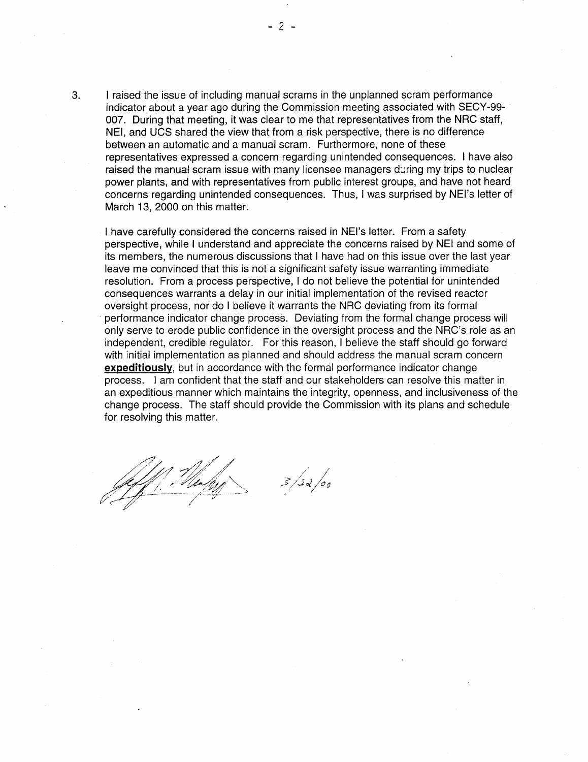3. I raised the issue of including manual scrams in the unplanned scram performance indicator about a year ago during the Commission meeting associated with SECY-99-007. During that meeting, it was clear to me that representatives from the NRC staff, NEI, and UCS shared the view that from a risk perspective, there is no difference between an automatic and a manual scram. Furthermore, none of these representatives expressed a concern regarding unintended consequences. I have also raised the manual scram issue with many licensee managers during my trips to nuclear power plants, and with representatives from public interest groups, and have not heard concerns regarding unintended consequences. Thus, I was surprised by NEI's letter of March 13, 2000 on this matter.

   I have carefully considered the concerns raised in NEI's letter. From a safety perspective, while I understand and appreciate the concerns raised by NEI and some of its members, the numerous discussions that I have had on this issue over the last year leave me convinced that this is not a significant safety issue warranting immediate resolution. From a process perspective, I do not believe the potential for unintended consequences warrants a delay in our initial implementation of the revised reactor oversight process, nor do I believe it warrants the NRC deviating from its formal performance indicator change process. Deviating from the formal change process will only serve to erode public confidence in the oversight process and the NRC's role as an independent, credible regulator. For this reason, I believe the staff should go forward with initial implementation as planned and should address the manual scram concern **expeditiously**, but in accordance with the formal performance indicator change process. I am confident that the staff and our stakeholders can resolve this matter in an expeditious manner which maintains the integrity, openness, and inclusiveness of the change process. The staff should provide the Commission with its plans and schedule for resolving this matter.

3/22/00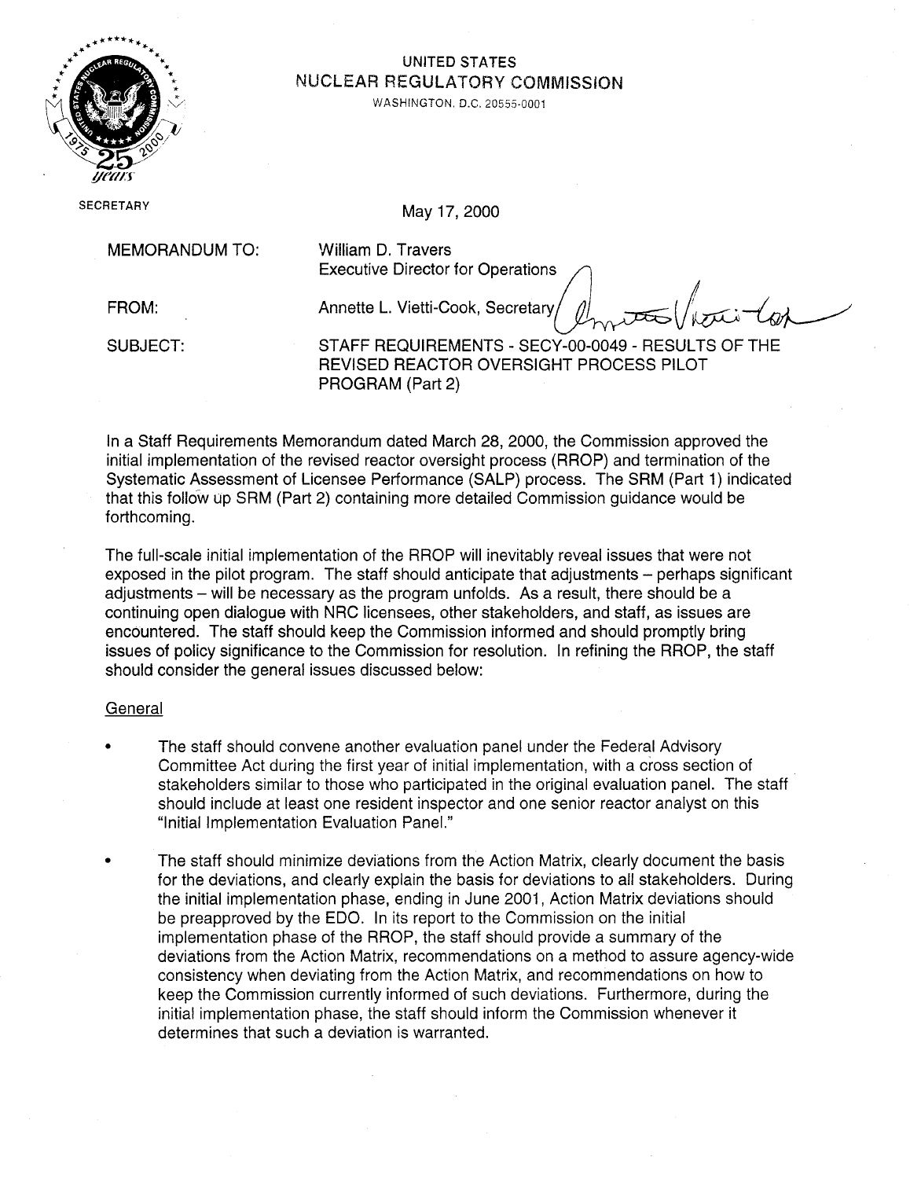UNITED STATES
NUCLEAR REGULATORY COMMISSION
WASHINGTON, D.C. 20555-0001

SECRETARY

May 17, 2000

MEMORANDUM TO: William D. Travers
Executive Director for Operations

FROM: Annette L. Vietti-Cook, Secretary

SUBJECT: STAFF REQUIREMENTS - SECY-00-0049 - RESULTS OF THE REVISED REACTOR OVERSIGHT PROCESS PILOT PROGRAM (Part 2)

In a Staff Requirements Memorandum dated March 28, 2000, the Commission approved the initial implementation of the revised reactor oversight process (RROP) and termination of the Systematic Assessment of Licensee Performance (SALP) process. The SRM (Part 1) indicated that this follow up SRM (Part 2) containing more detailed Commission guidance would be forthcoming.

The full-scale initial implementation of the RROP will inevitably reveal issues that were not exposed in the pilot program. The staff should anticipate that adjustments – perhaps significant adjustments – will be necessary as the program unfolds. As a result, there should be a continuing open dialogue with NRC licensees, other stakeholders, and staff, as issues are encountered. The staff should keep the Commission informed and should promptly bring issues of policy significance to the Commission for resolution. In refining the RROP, the staff should consider the general issues discussed below:

General

- The staff should convene another evaluation panel under the Federal Advisory Committee Act during the first year of initial implementation, with a cross section of stakeholders similar to those who participated in the original evaluation panel. The staff should include at least one resident inspector and one senior reactor analyst on this "Initial Implementation Evaluation Panel."
- The staff should minimize deviations from the Action Matrix, clearly document the basis for the deviations, and clearly explain the basis for deviations to all stakeholders. During the initial implementation phase, ending in June 2001, Action Matrix deviations should be preapproved by the EDO. In its report to the Commission on the initial implementation phase of the RROP, the staff should provide a summary of the deviations from the Action Matrix, recommendations on a method to assure agency-wide consistency when deviating from the Action Matrix, and recommendations on how to keep the Commission currently informed of such deviations. Furthermore, during the initial implementation phase, the staff should inform the Commission whenever it determines that such a deviation is warranted.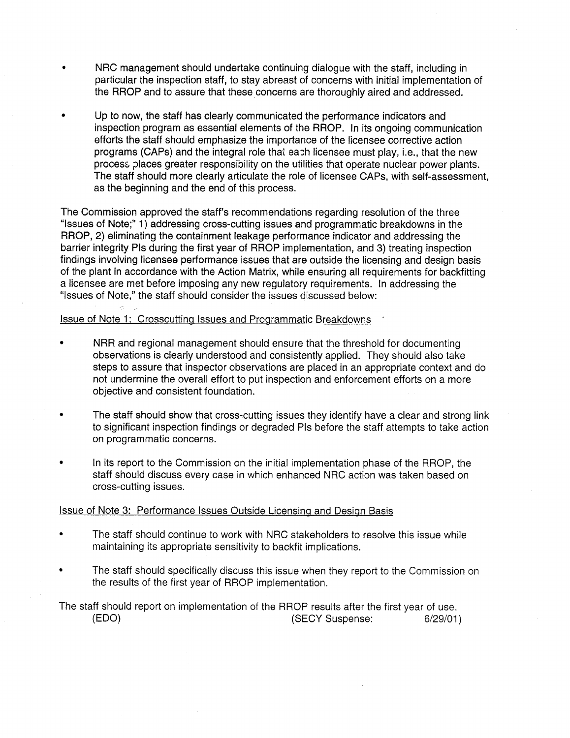- NRC management should undertake continuing dialogue with the staff, including in particular the inspection staff, to stay abreast of concerns with initial implementation of the RROP and to assure that these concerns are thoroughly aired and addressed.

- Up to now, the staff has clearly communicated the performance indicators and inspection program as essential elements of the RROP. In its ongoing communication efforts the staff should emphasize the importance of the licensee corrective action programs (CAPs) and the integral role that each licensee must play, i.e., that the new process places greater responsibility on the utilities that operate nuclear power plants. The staff should more clearly articulate the role of licensee CAPs, with self-assessment, as the beginning and the end of this process.

The Commission approved the staff's recommendations regarding resolution of the three "Issues of Note;" 1) addressing cross-cutting issues and programmatic breakdowns in the RROP, 2) eliminating the containment leakage performance indicator and addressing the barrier integrity PIs during the first year of RROP implementation, and 3) treating inspection findings involving licensee performance issues that are outside the licensing and design basis of the plant in accordance with the Action Matrix, while ensuring all requirements for backfitting a licensee are met before imposing any new regulatory requirements. In addressing the "Issues of Note," the staff should consider the issues discussed below:

Issue of Note 1: Crosscutting Issues and Programmatic Breakdowns

- NRR and regional management should ensure that the threshold for documenting observations is clearly understood and consistently applied. They should also take steps to assure that inspector observations are placed in an appropriate context and do not undermine the overall effort to put inspection and enforcement efforts on a more objective and consistent foundation.

- The staff should show that cross-cutting issues they identify have a clear and strong link to significant inspection findings or degraded PIs before the staff attempts to take action on programmatic concerns.

- In its report to the Commission on the initial implementation phase of the RROP, the staff should discuss every case in which enhanced NRC action was taken based on cross-cutting issues.

Issue of Note 3: Performance Issues Outside Licensing and Design Basis

- The staff should continue to work with NRC stakeholders to resolve this issue while maintaining its appropriate sensitivity to backfit implications.

- The staff should specifically discuss this issue when they report to the Commission on the results of the first year of RROP implementation.

The staff should report on implementation of the RROP results after the first year of use.
(EDO) (SECY Suspense: 6/29/01)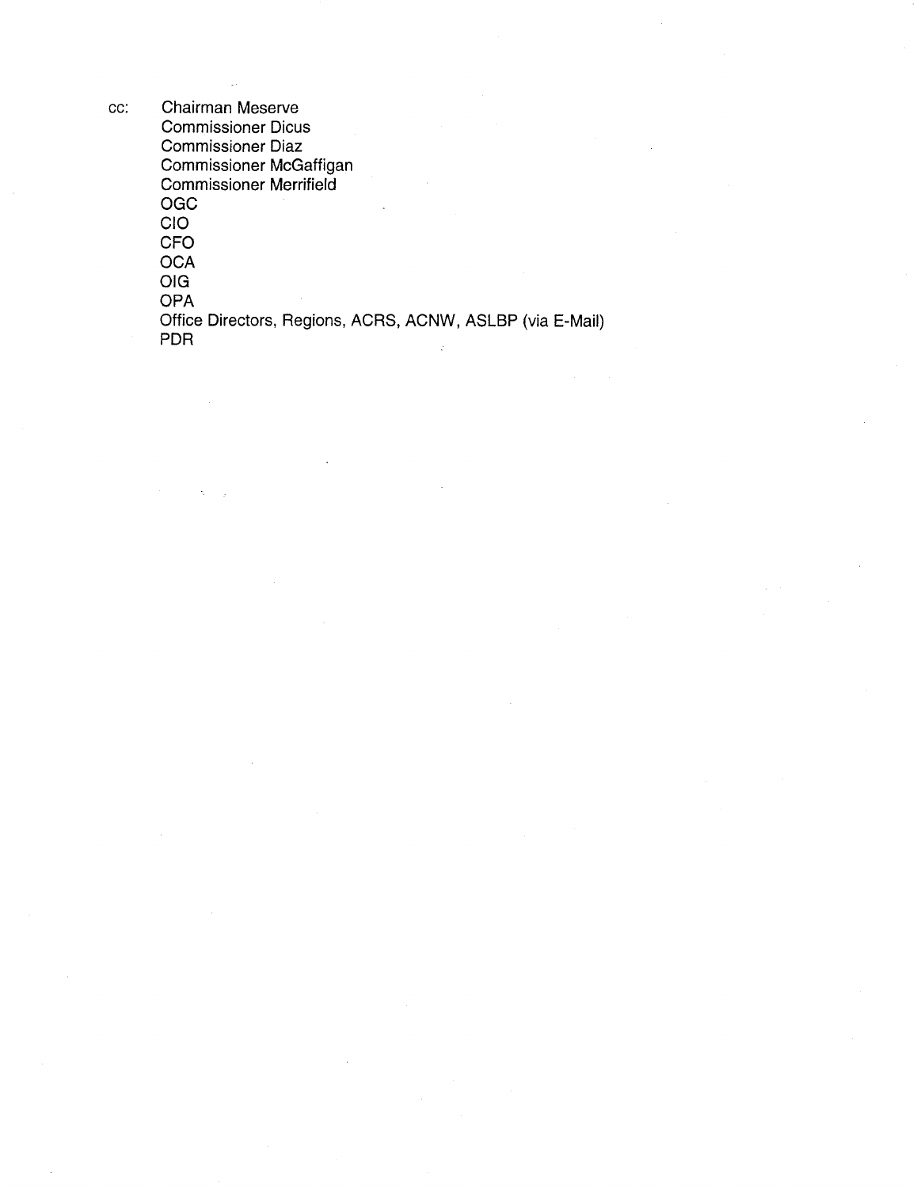cc: Chairman Meserve
Commissioner Dicus
Commissioner Diaz
Commissioner McGaffigan
Commissioner Merrifield
OGC
CIO
CFO
OCA
OIG
OPA
Office Directors, Regions, ACRS, ACNW, ASLBP (via E-Mail)
PDR